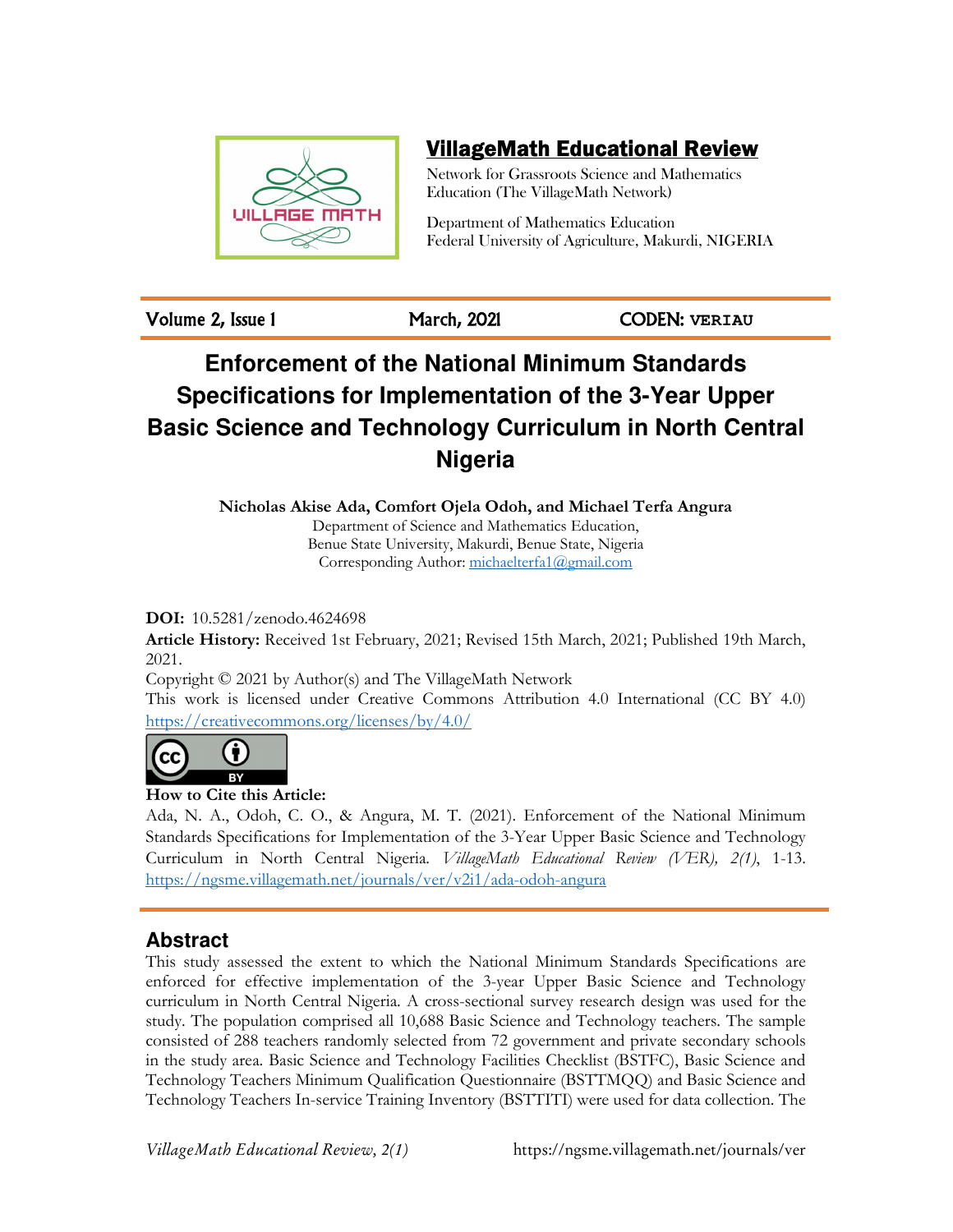## VillageMath Educational Review

Network for Grassroots Science and Mathematics Education (The VillageMath Network)

Department of Mathematics Education
Federal University of Agriculture, Makurdi, NIGERIA

Volume 2, Issue 1 | March, 2021 | CODEN: VERIAU

# Enforcement of the National Minimum Standards Specifications for Implementation of the 3-Year Upper Basic Science and Technology Curriculum in North Central Nigeria

**Nicholas Akise Ada, Comfort Ojela Odoh, and Michael Terfa Angura**
Department of Science and Mathematics Education,
Benue State University, Makurdi, Benue State, Nigeria
Corresponding Author: michaelterfa1@gmail.com

**DOI:** 10.5281/zenodo.4624698

**Article History:** Received 1st February, 2021; Revised 15th March, 2021; Published 19th March, 2021.

Copyright © 2021 by Author(s) and The VillageMath Network

This work is licensed under Creative Commons Attribution 4.0 International (CC BY 4.0)
https://creativecommons.org/licenses/by/4.0/

**How to Cite this Article:**

Ada, N. A., Odoh, C. O., & Angura, M. T. (2021). Enforcement of the National Minimum Standards Specifications for Implementation of the 3-Year Upper Basic Science and Technology Curriculum in North Central Nigeria. *VillageMath Educational Review (VER), 2(1)*, 1-13. https://ngsme.villagemath.net/journals/ver/v2i1/ada-odoh-angura

## Abstract

This study assessed the extent to which the National Minimum Standards Specifications are enforced for effective implementation of the 3-year Upper Basic Science and Technology curriculum in North Central Nigeria. A cross-sectional survey research design was used for the study. The population comprised all 10,688 Basic Science and Technology teachers. The sample consisted of 288 teachers randomly selected from 72 government and private secondary schools in the study area. Basic Science and Technology Facilities Checklist (BSTFC), Basic Science and Technology Teachers Minimum Qualification Questionnaire (BSTTMQQ) and Basic Science and Technology Teachers In-service Training Inventory (BSTTITI) were used for data collection. The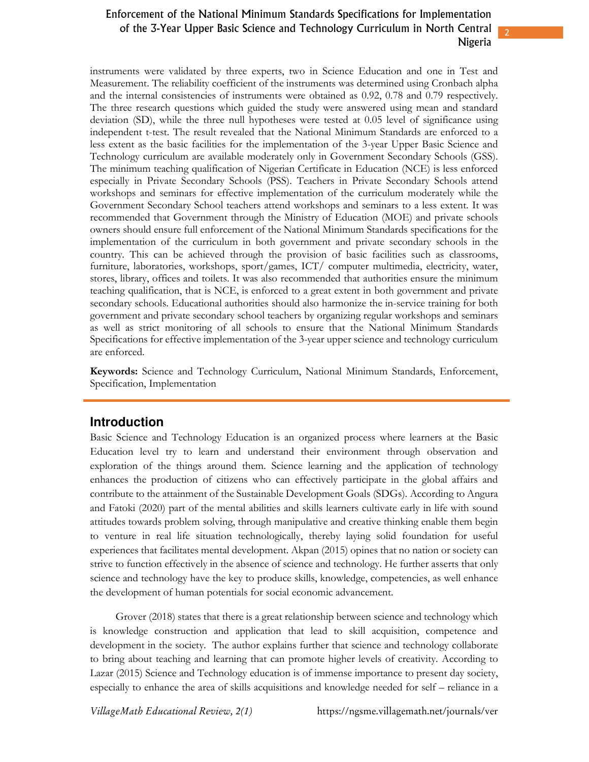instruments were validated by three experts, two in Science Education and one in Test and Measurement. The reliability coefficient of the instruments was determined using Cronbach alpha and the internal consistencies of instruments were obtained as 0.92, 0.78 and 0.79 respectively. The three research questions which guided the study were answered using mean and standard deviation (SD), while the three null hypotheses were tested at 0.05 level of significance using independent t-test. The result revealed that the National Minimum Standards are enforced to a less extent as the basic facilities for the implementation of the 3-year Upper Basic Science and Technology curriculum are available moderately only in Government Secondary Schools (GSS). The minimum teaching qualification of Nigerian Certificate in Education (NCE) is less enforced especially in Private Secondary Schools (PSS). Teachers in Private Secondary Schools attend workshops and seminars for effective implementation of the curriculum moderately while the Government Secondary School teachers attend workshops and seminars to a less extent. It was recommended that Government through the Ministry of Education (MOE) and private schools owners should ensure full enforcement of the National Minimum Standards specifications for the implementation of the curriculum in both government and private secondary schools in the country. This can be achieved through the provision of basic facilities such as classrooms, furniture, laboratories, workshops, sport/games, ICT/ computer multimedia, electricity, water, stores, library, offices and toilets. It was also recommended that authorities ensure the minimum teaching qualification, that is NCE, is enforced to a great extent in both government and private secondary schools. Educational authorities should also harmonize the in-service training for both government and private secondary school teachers by organizing regular workshops and seminars as well as strict monitoring of all schools to ensure that the National Minimum Standards Specifications for effective implementation of the 3-year upper science and technology curriculum are enforced.

**Keywords:** Science and Technology Curriculum, National Minimum Standards, Enforcement, Specification, Implementation

## Introduction

Basic Science and Technology Education is an organized process where learners at the Basic Education level try to learn and understand their environment through observation and exploration of the things around them. Science learning and the application of technology enhances the production of citizens who can effectively participate in the global affairs and contribute to the attainment of the Sustainable Development Goals (SDGs). According to Angura and Fatoki (2020) part of the mental abilities and skills learners cultivate early in life with sound attitudes towards problem solving, through manipulative and creative thinking enable them begin to venture in real life situation technologically, thereby laying solid foundation for useful experiences that facilitates mental development. Akpan (2015) opines that no nation or society can strive to function effectively in the absence of science and technology. He further asserts that only science and technology have the key to produce skills, knowledge, competencies, as well enhance the development of human potentials for social economic advancement.

Grover (2018) states that there is a great relationship between science and technology which is knowledge construction and application that lead to skill acquisition, competence and development in the society. The author explains further that science and technology collaborate to bring about teaching and learning that can promote higher levels of creativity. According to Lazar (2015) Science and Technology education is of immense importance to present day society, especially to enhance the area of skills acquisitions and knowledge needed for self – reliance in a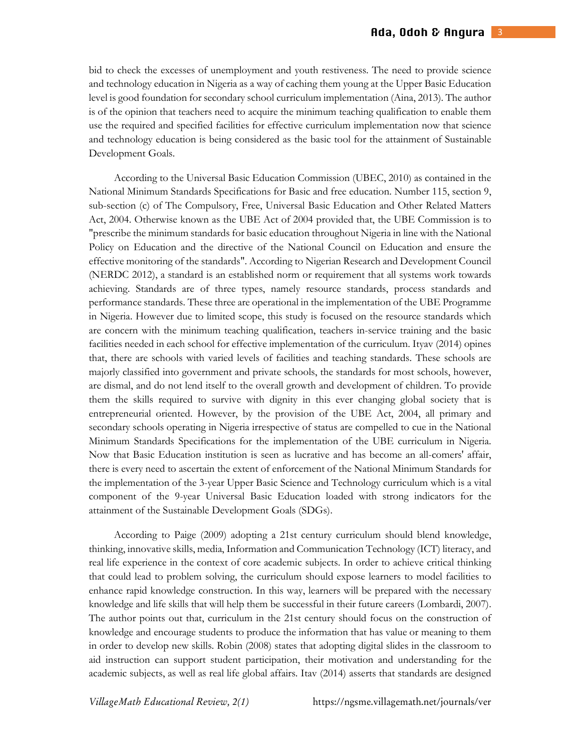bid to check the excesses of unemployment and youth restiveness. The need to provide science and technology education in Nigeria as a way of caching them young at the Upper Basic Education level is good foundation for secondary school curriculum implementation (Aina, 2013). The author is of the opinion that teachers need to acquire the minimum teaching qualification to enable them use the required and specified facilities for effective curriculum implementation now that science and technology education is being considered as the basic tool for the attainment of Sustainable Development Goals.

According to the Universal Basic Education Commission (UBEC, 2010) as contained in the National Minimum Standards Specifications for Basic and free education. Number 115, section 9, sub-section (c) of The Compulsory, Free, Universal Basic Education and Other Related Matters Act, 2004. Otherwise known as the UBE Act of 2004 provided that, the UBE Commission is to "prescribe the minimum standards for basic education throughout Nigeria in line with the National Policy on Education and the directive of the National Council on Education and ensure the effective monitoring of the standards". According to Nigerian Research and Development Council (NERDC 2012), a standard is an established norm or requirement that all systems work towards achieving. Standards are of three types, namely resource standards, process standards and performance standards. These three are operational in the implementation of the UBE Programme in Nigeria. However due to limited scope, this study is focused on the resource standards which are concern with the minimum teaching qualification, teachers in-service training and the basic facilities needed in each school for effective implementation of the curriculum. Ityav (2014) opines that, there are schools with varied levels of facilities and teaching standards. These schools are majorly classified into government and private schools, the standards for most schools, however, are dismal, and do not lend itself to the overall growth and development of children. To provide them the skills required to survive with dignity in this ever changing global society that is entrepreneurial oriented. However, by the provision of the UBE Act, 2004, all primary and secondary schools operating in Nigeria irrespective of status are compelled to cue in the National Minimum Standards Specifications for the implementation of the UBE curriculum in Nigeria. Now that Basic Education institution is seen as lucrative and has become an all-comers' affair, there is every need to ascertain the extent of enforcement of the National Minimum Standards for the implementation of the 3-year Upper Basic Science and Technology curriculum which is a vital component of the 9-year Universal Basic Education loaded with strong indicators for the attainment of the Sustainable Development Goals (SDGs).

According to Paige (2009) adopting a 21st century curriculum should blend knowledge, thinking, innovative skills, media, Information and Communication Technology (ICT) literacy, and real life experience in the context of core academic subjects. In order to achieve critical thinking that could lead to problem solving, the curriculum should expose learners to model facilities to enhance rapid knowledge construction. In this way, learners will be prepared with the necessary knowledge and life skills that will help them be successful in their future careers (Lombardi, 2007). The author points out that, curriculum in the 21st century should focus on the construction of knowledge and encourage students to produce the information that has value or meaning to them in order to develop new skills. Robin (2008) states that adopting digital slides in the classroom to aid instruction can support student participation, their motivation and understanding for the academic subjects, as well as real life global affairs. Itav (2014) asserts that standards are designed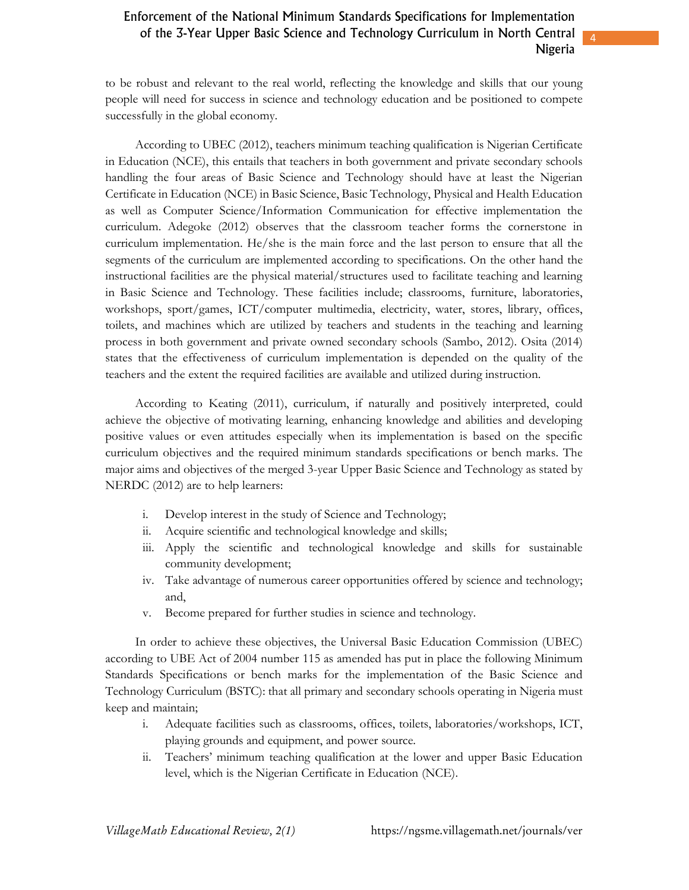to be robust and relevant to the real world, reflecting the knowledge and skills that our young people will need for success in science and technology education and be positioned to compete successfully in the global economy.

According to UBEC (2012), teachers minimum teaching qualification is Nigerian Certificate in Education (NCE), this entails that teachers in both government and private secondary schools handling the four areas of Basic Science and Technology should have at least the Nigerian Certificate in Education (NCE) in Basic Science, Basic Technology, Physical and Health Education as well as Computer Science/Information Communication for effective implementation the curriculum. Adegoke (2012) observes that the classroom teacher forms the cornerstone in curriculum implementation. He/she is the main force and the last person to ensure that all the segments of the curriculum are implemented according to specifications. On the other hand the instructional facilities are the physical material/structures used to facilitate teaching and learning in Basic Science and Technology. These facilities include; classrooms, furniture, laboratories, workshops, sport/games, ICT/computer multimedia, electricity, water, stores, library, offices, toilets, and machines which are utilized by teachers and students in the teaching and learning process in both government and private owned secondary schools (Sambo, 2012). Osita (2014) states that the effectiveness of curriculum implementation is depended on the quality of the teachers and the extent the required facilities are available and utilized during instruction.

According to Keating (2011), curriculum, if naturally and positively interpreted, could achieve the objective of motivating learning, enhancing knowledge and abilities and developing positive values or even attitudes especially when its implementation is based on the specific curriculum objectives and the required minimum standards specifications or bench marks. The major aims and objectives of the merged 3-year Upper Basic Science and Technology as stated by NERDC (2012) are to help learners:

i. Develop interest in the study of Science and Technology;
ii. Acquire scientific and technological knowledge and skills;
iii. Apply the scientific and technological knowledge and skills for sustainable community development;
iv. Take advantage of numerous career opportunities offered by science and technology; and,
v. Become prepared for further studies in science and technology.

In order to achieve these objectives, the Universal Basic Education Commission (UBEC) according to UBE Act of 2004 number 115 as amended has put in place the following Minimum Standards Specifications or bench marks for the implementation of the Basic Science and Technology Curriculum (BSTC): that all primary and secondary schools operating in Nigeria must keep and maintain;

i. Adequate facilities such as classrooms, offices, toilets, laboratories/workshops, ICT, playing grounds and equipment, and power source.
ii. Teachers' minimum teaching qualification at the lower and upper Basic Education level, which is the Nigerian Certificate in Education (NCE).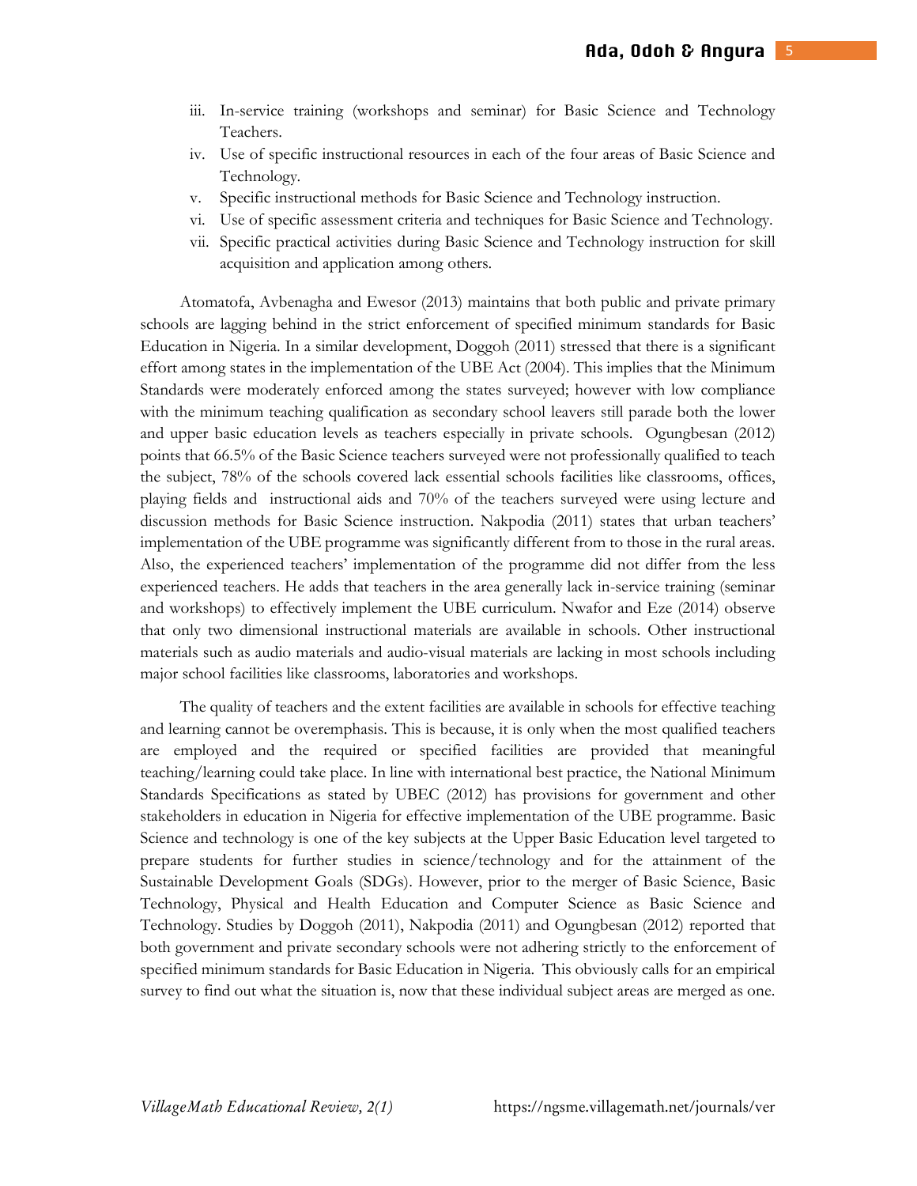iii. In-service training (workshops and seminar) for Basic Science and Technology Teachers.
iv. Use of specific instructional resources in each of the four areas of Basic Science and Technology.
v. Specific instructional methods for Basic Science and Technology instruction.
vi. Use of specific assessment criteria and techniques for Basic Science and Technology.
vii. Specific practical activities during Basic Science and Technology instruction for skill acquisition and application among others.

Atomatofa, Avbenagha and Ewesor (2013) maintains that both public and private primary schools are lagging behind in the strict enforcement of specified minimum standards for Basic Education in Nigeria. In a similar development, Doggoh (2011) stressed that there is a significant effort among states in the implementation of the UBE Act (2004). This implies that the Minimum Standards were moderately enforced among the states surveyed; however with low compliance with the minimum teaching qualification as secondary school leavers still parade both the lower and upper basic education levels as teachers especially in private schools. Ogungbesan (2012) points that 66.5% of the Basic Science teachers surveyed were not professionally qualified to teach the subject, 78% of the schools covered lack essential schools facilities like classrooms, offices, playing fields and instructional aids and 70% of the teachers surveyed were using lecture and discussion methods for Basic Science instruction. Nakpodia (2011) states that urban teachers' implementation of the UBE programme was significantly different from to those in the rural areas. Also, the experienced teachers' implementation of the programme did not differ from the less experienced teachers. He adds that teachers in the area generally lack in-service training (seminar and workshops) to effectively implement the UBE curriculum. Nwafor and Eze (2014) observe that only two dimensional instructional materials are available in schools. Other instructional materials such as audio materials and audio-visual materials are lacking in most schools including major school facilities like classrooms, laboratories and workshops.

The quality of teachers and the extent facilities are available in schools for effective teaching and learning cannot be overemphasis. This is because, it is only when the most qualified teachers are employed and the required or specified facilities are provided that meaningful teaching/learning could take place. In line with international best practice, the National Minimum Standards Specifications as stated by UBEC (2012) has provisions for government and other stakeholders in education in Nigeria for effective implementation of the UBE programme. Basic Science and technology is one of the key subjects at the Upper Basic Education level targeted to prepare students for further studies in science/technology and for the attainment of the Sustainable Development Goals (SDGs). However, prior to the merger of Basic Science, Basic Technology, Physical and Health Education and Computer Science as Basic Science and Technology. Studies by Doggoh (2011), Nakpodia (2011) and Ogungbesan (2012) reported that both government and private secondary schools were not adhering strictly to the enforcement of specified minimum standards for Basic Education in Nigeria. This obviously calls for an empirical survey to find out what the situation is, now that these individual subject areas are merged as one.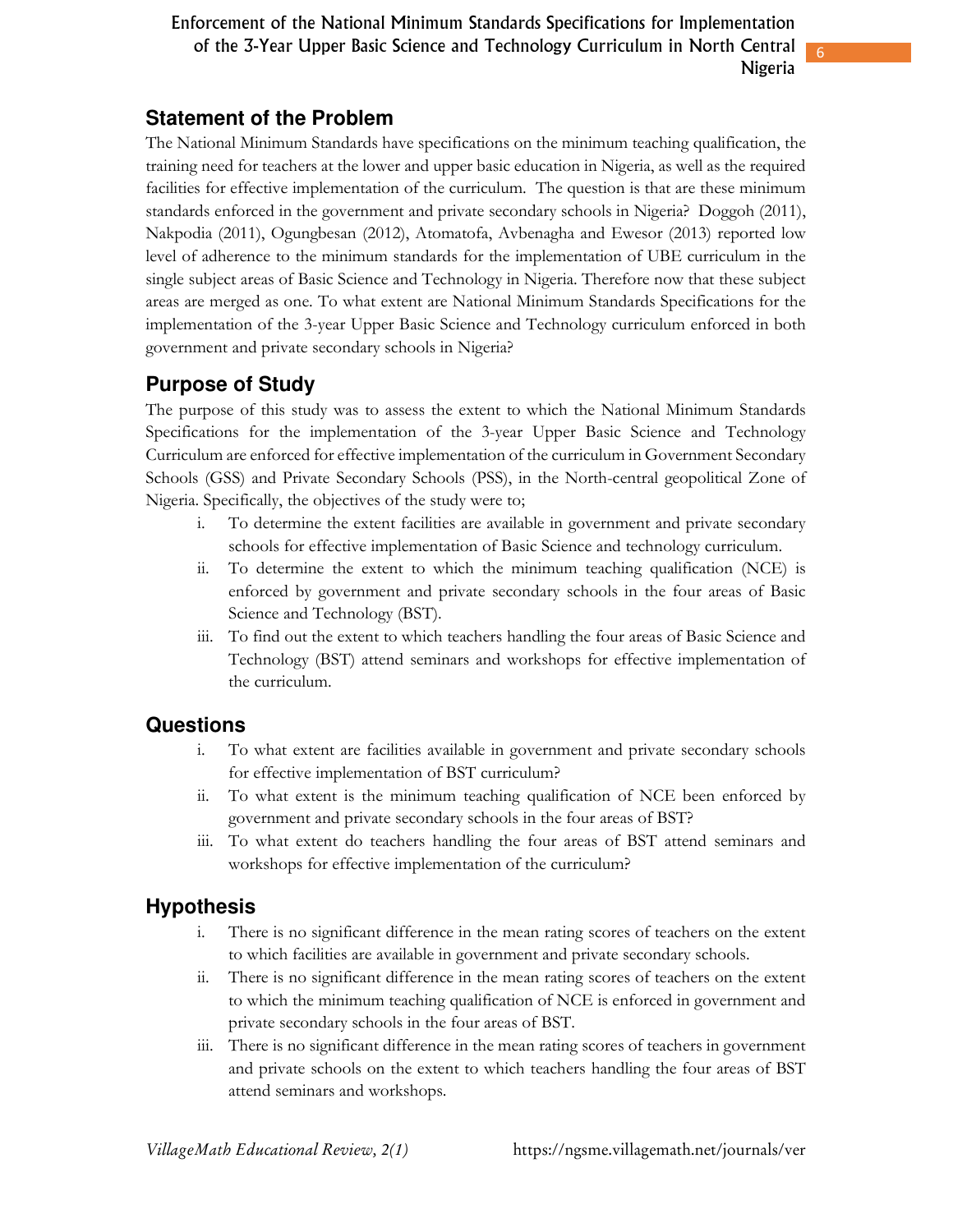## Statement of the Problem

The National Minimum Standards have specifications on the minimum teaching qualification, the training need for teachers at the lower and upper basic education in Nigeria, as well as the required facilities for effective implementation of the curriculum. The question is that are these minimum standards enforced in the government and private secondary schools in Nigeria? Doggoh (2011), Nakpodia (2011), Ogungbesan (2012), Atomatofa, Avbenagha and Ewesor (2013) reported low level of adherence to the minimum standards for the implementation of UBE curriculum in the single subject areas of Basic Science and Technology in Nigeria. Therefore now that these subject areas are merged as one. To what extent are National Minimum Standards Specifications for the implementation of the 3-year Upper Basic Science and Technology curriculum enforced in both government and private secondary schools in Nigeria?

## Purpose of Study

The purpose of this study was to assess the extent to which the National Minimum Standards Specifications for the implementation of the 3-year Upper Basic Science and Technology Curriculum are enforced for effective implementation of the curriculum in Government Secondary Schools (GSS) and Private Secondary Schools (PSS), in the North-central geopolitical Zone of Nigeria. Specifically, the objectives of the study were to;

i. To determine the extent facilities are available in government and private secondary schools for effective implementation of Basic Science and technology curriculum.
ii. To determine the extent to which the minimum teaching qualification (NCE) is enforced by government and private secondary schools in the four areas of Basic Science and Technology (BST).
iii. To find out the extent to which teachers handling the four areas of Basic Science and Technology (BST) attend seminars and workshops for effective implementation of the curriculum.

## Questions

i. To what extent are facilities available in government and private secondary schools for effective implementation of BST curriculum?
ii. To what extent is the minimum teaching qualification of NCE been enforced by government and private secondary schools in the four areas of BST?
iii. To what extent do teachers handling the four areas of BST attend seminars and workshops for effective implementation of the curriculum?

## Hypothesis

i. There is no significant difference in the mean rating scores of teachers on the extent to which facilities are available in government and private secondary schools.
ii. There is no significant difference in the mean rating scores of teachers on the extent to which the minimum teaching qualification of NCE is enforced in government and private secondary schools in the four areas of BST.
iii. There is no significant difference in the mean rating scores of teachers in government and private schools on the extent to which teachers handling the four areas of BST attend seminars and workshops.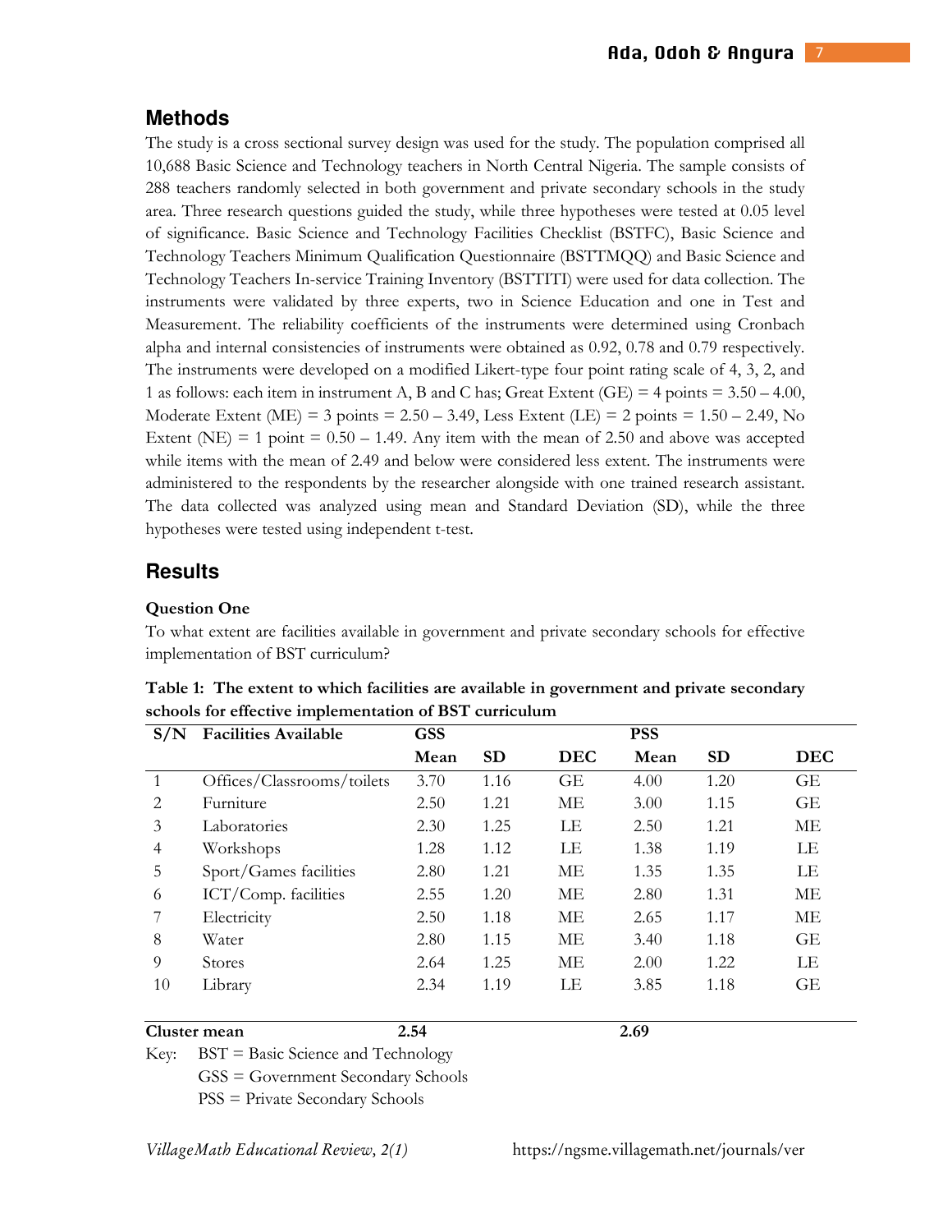## Methods

The study is a cross sectional survey design was used for the study. The population comprised all 10,688 Basic Science and Technology teachers in North Central Nigeria. The sample consists of 288 teachers randomly selected in both government and private secondary schools in the study area. Three research questions guided the study, while three hypotheses were tested at 0.05 level of significance. Basic Science and Technology Facilities Checklist (BSTFC), Basic Science and Technology Teachers Minimum Qualification Questionnaire (BSTTMQQ) and Basic Science and Technology Teachers In-service Training Inventory (BSTTITI) were used for data collection. The instruments were validated by three experts, two in Science Education and one in Test and Measurement. The reliability coefficients of the instruments were determined using Cronbach alpha and internal consistencies of instruments were obtained as 0.92, 0.78 and 0.79 respectively. The instruments were developed on a modified Likert-type four point rating scale of 4, 3, 2, and 1 as follows: each item in instrument A, B and C has; Great Extent (GE) = 4 points = 3.50 – 4.00, Moderate Extent (ME) = 3 points = 2.50 – 3.49, Less Extent (LE) = 2 points = 1.50 – 2.49, No Extent (NE) = 1 point = 0.50 – 1.49. Any item with the mean of 2.50 and above was accepted while items with the mean of 2.49 and below were considered less extent. The instruments were administered to the respondents by the researcher alongside with one trained research assistant. The data collected was analyzed using mean and Standard Deviation (SD), while the three hypotheses were tested using independent t-test.

## Results

**Question One**

To what extent are facilities available in government and private secondary schools for effective implementation of BST curriculum?

**Table 1: The extent to which facilities are available in government and private secondary schools for effective implementation of BST curriculum**

| S/N | Facilities Available | GSS | | | PSS | | |
|---|---|---|---|---|---|---|---|
| | | **Mean** | **SD** | **DEC** | **Mean** | **SD** | **DEC** |
| 1 | Offices/Classrooms/toilets | 3.70 | 1.16 | GE | 4.00 | 1.20 | GE |
| 2 | Furniture | 2.50 | 1.21 | ME | 3.00 | 1.15 | GE |
| 3 | Laboratories | 2.30 | 1.25 | LE | 2.50 | 1.21 | ME |
| 4 | Workshops | 1.28 | 1.12 | LE | 1.38 | 1.19 | LE |
| 5 | Sport/Games facilities | 2.80 | 1.21 | ME | 1.35 | 1.35 | LE |
| 6 | ICT/Comp. facilities | 2.55 | 1.20 | ME | 2.80 | 1.31 | ME |
| 7 | Electricity | 2.50 | 1.18 | ME | 2.65 | 1.17 | ME |
| 8 | Water | 2.80 | 1.15 | ME | 3.40 | 1.18 | GE |
| 9 | Stores | 2.64 | 1.25 | ME | 2.00 | 1.22 | LE |
| 10 | Library | 2.34 | 1.19 | LE | 3.85 | 1.18 | GE |
| **Cluster mean** | | **2.54** | | | **2.69** | | |

Key: BST = Basic Science and Technology
GSS = Government Secondary Schools
PSS = Private Secondary Schools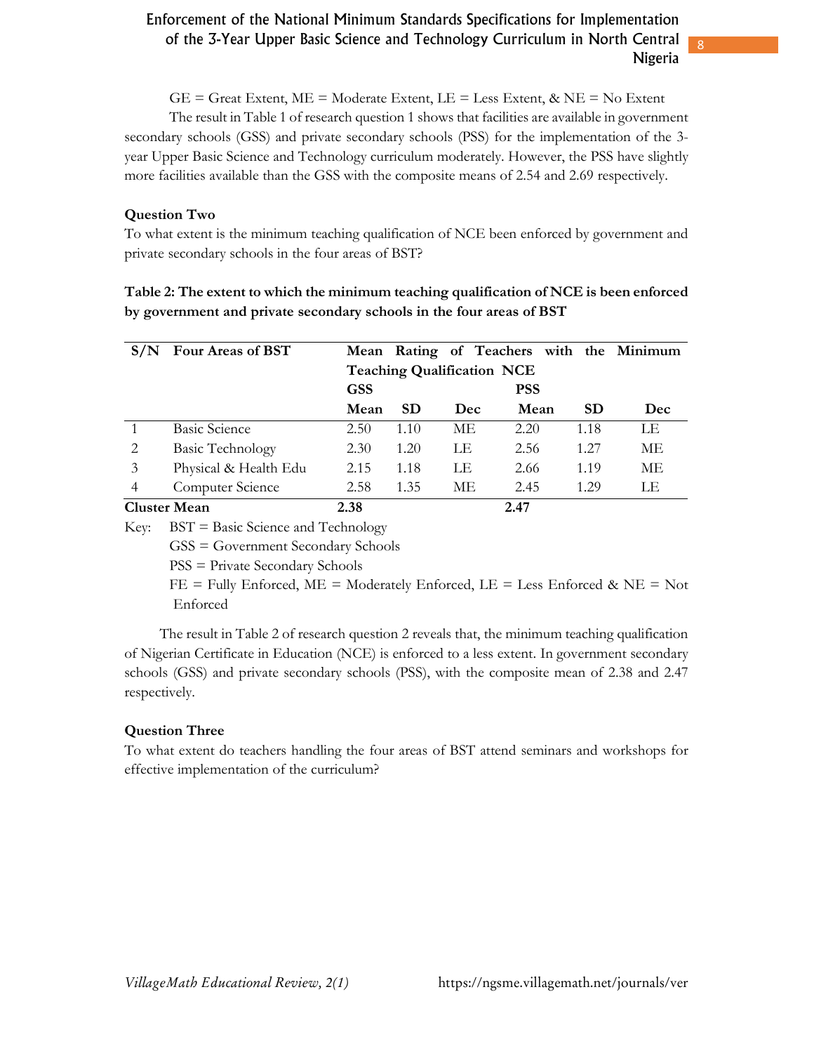GE = Great Extent, ME = Moderate Extent, LE = Less Extent, & NE = No Extent

The result in Table 1 of research question 1 shows that facilities are available in government secondary schools (GSS) and private secondary schools (PSS) for the implementation of the 3-year Upper Basic Science and Technology curriculum moderately. However, the PSS have slightly more facilities available than the GSS with the composite means of 2.54 and 2.69 respectively.

### Question Two

To what extent is the minimum teaching qualification of NCE been enforced by government and private secondary schools in the four areas of BST?

**Table 2: The extent to which the minimum teaching qualification of NCE is been enforced by government and private secondary schools in the four areas of BST**

| S/N | Four Areas of BST | Mean Rating of Teachers with the Minimum Teaching Qualification NCE | | | | | |
|---|---|---|---|---|---|---|---|
| | | GSS | | | PSS | | |
| | | Mean | SD | Dec | Mean | SD | Dec |
| 1 | Basic Science | 2.50 | 1.10 | ME | 2.20 | 1.18 | LE |
| 2 | Basic Technology | 2.30 | 1.20 | LE | 2.56 | 1.27 | ME |
| 3 | Physical & Health Edu | 2.15 | 1.18 | LE | 2.66 | 1.19 | ME |
| 4 | Computer Science | 2.58 | 1.35 | ME | 2.45 | 1.29 | LE |
| **Cluster Mean** | | **2.38** | | | **2.47** | | |

Key: BST = Basic Science and Technology
GSS = Government Secondary Schools
PSS = Private Secondary Schools
FE = Fully Enforced, ME = Moderately Enforced, LE = Less Enforced & NE = Not Enforced

The result in Table 2 of research question 2 reveals that, the minimum teaching qualification of Nigerian Certificate in Education (NCE) is enforced to a less extent. In government secondary schools (GSS) and private secondary schools (PSS), with the composite mean of 2.38 and 2.47 respectively.

### Question Three

To what extent do teachers handling the four areas of BST attend seminars and workshops for effective implementation of the curriculum?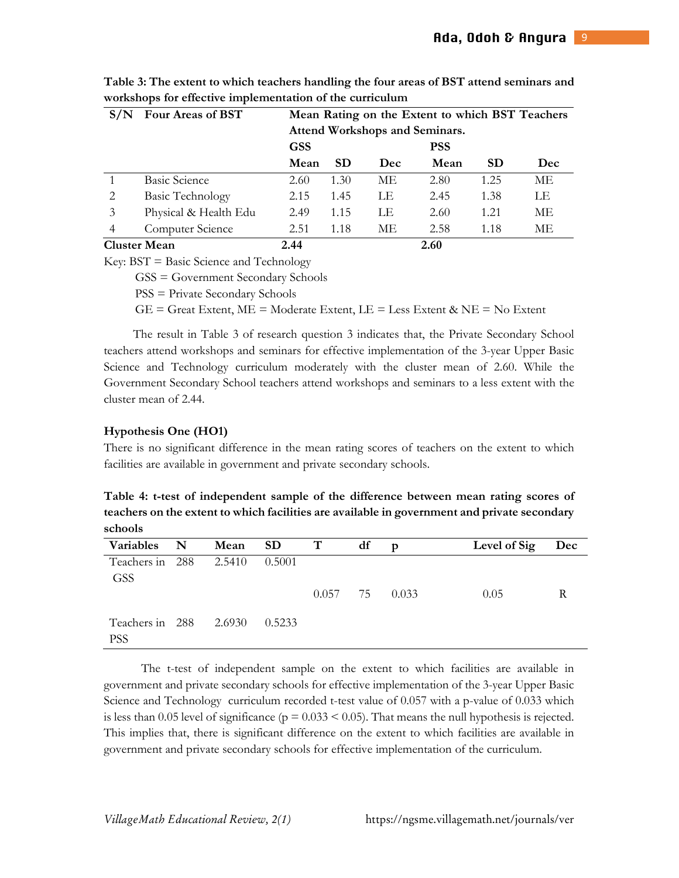**Table 3: The extent to which teachers handling the four areas of BST attend seminars and workshops for effective implementation of the curriculum**

| S/N | Four Areas of BST | Mean Rating on the Extent to which BST Teachers Attend Workshops and Seminars. | | | | | |
|---|---|---|---|---|---|---|---|
| | | GSS | | | PSS | | |
| | | Mean | SD | Dec | Mean | SD | Dec |
| 1 | Basic Science | 2.60 | 1.30 | ME | 2.80 | 1.25 | ME |
| 2 | Basic Technology | 2.15 | 1.45 | LE | 2.45 | 1.38 | LE |
| 3 | Physical & Health Edu | 2.49 | 1.15 | LE | 2.60 | 1.21 | ME |
| 4 | Computer Science | 2.51 | 1.18 | ME | 2.58 | 1.18 | ME |
| **Cluster Mean** | | **2.44** | | | **2.60** | | |

Key: BST = Basic Science and Technology
GSS = Government Secondary Schools
PSS = Private Secondary Schools
GE = Great Extent, ME = Moderate Extent, LE = Less Extent & NE = No Extent

The result in Table 3 of research question 3 indicates that, the Private Secondary School teachers attend workshops and seminars for effective implementation of the 3-year Upper Basic Science and Technology curriculum moderately with the cluster mean of 2.60. While the Government Secondary School teachers attend workshops and seminars to a less extent with the cluster mean of 2.44.

**Hypothesis One (HO1)**

There is no significant difference in the mean rating scores of teachers on the extent to which facilities are available in government and private secondary schools.

**Table 4: t-test of independent sample of the difference between mean rating scores of teachers on the extent to which facilities are available in government and private secondary schools**

| Variables | N | Mean | SD | T | df | p | Level of Sig | Dec |
|---|---|---|---|---|---|---|---|---|
| Teachers in GSS | 288 | 2.5410 | 0.5001 | 0.057 | 75 | 0.033 | 0.05 | R |
| Teachers in PSS | 288 | 2.6930 | 0.5233 | | | | | |

The t-test of independent sample on the extent to which facilities are available in government and private secondary schools for effective implementation of the 3-year Upper Basic Science and Technology curriculum recorded t-test value of 0.057 with a p-value of 0.033 which is less than 0.05 level of significance ($p = 0.033 < 0.05$). That means the null hypothesis is rejected. This implies that, there is significant difference on the extent to which facilities are available in government and private secondary schools for effective implementation of the curriculum.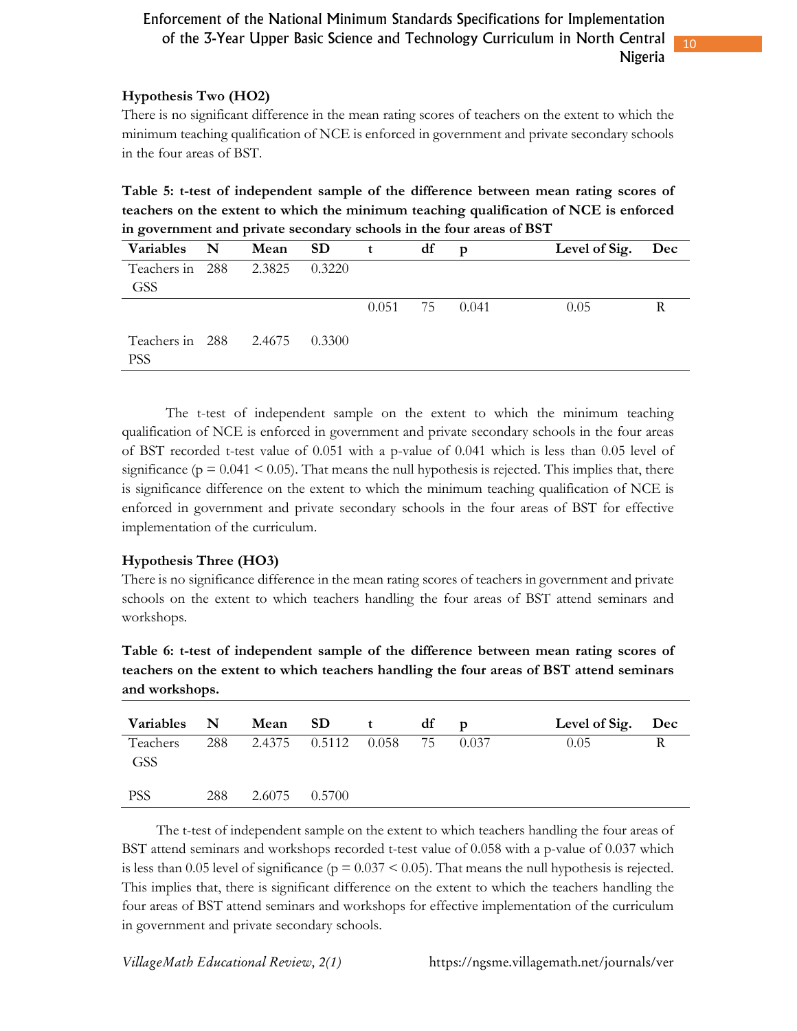**Hypothesis Two (HO2)**

There is no significant difference in the mean rating scores of teachers on the extent to which the minimum teaching qualification of NCE is enforced in government and private secondary schools in the four areas of BST.

**Table 5: t-test of independent sample of the difference between mean rating scores of teachers on the extent to which the minimum teaching qualification of NCE is enforced in government and private secondary schools in the four areas of BST**

| Variables | N | Mean | SD | t | df | p | Level of Sig. | Dec |
|---|---|---|---|---|---|---|---|---|
| Teachers in GSS | 288 | 2.3825 | 0.3220 | | | | | |
| | | | | 0.051 | 75 | 0.041 | 0.05 | R |
| Teachers in PSS | 288 | 2.4675 | 0.3300 | | | | | |

The t-test of independent sample on the extent to which the minimum teaching qualification of NCE is enforced in government and private secondary schools in the four areas of BST recorded t-test value of 0.051 with a p-value of 0.041 which is less than 0.05 level of significance ($p = 0.041 < 0.05$). That means the null hypothesis is rejected. This implies that, there is significance difference on the extent to which the minimum teaching qualification of NCE is enforced in government and private secondary schools in the four areas of BST for effective implementation of the curriculum.

**Hypothesis Three (HO3)**

There is no significance difference in the mean rating scores of teachers in government and private schools on the extent to which teachers handling the four areas of BST attend seminars and workshops.

**Table 6: t-test of independent sample of the difference between mean rating scores of teachers on the extent to which teachers handling the four areas of BST attend seminars and workshops.**

| Variables | N | Mean | SD | t | df | p | Level of Sig. | Dec |
|---|---|---|---|---|---|---|---|---|
| Teachers GSS | 288 | 2.4375 | 0.5112 | 0.058 | 75 | 0.037 | 0.05 | R |
| PSS | 288 | 2.6075 | 0.5700 | | | | | |

The t-test of independent sample on the extent to which teachers handling the four areas of BST attend seminars and workshops recorded t-test value of 0.058 with a p-value of 0.037 which is less than 0.05 level of significance ($p = 0.037 < 0.05$). That means the null hypothesis is rejected. This implies that, there is significant difference on the extent to which the teachers handling the four areas of BST attend seminars and workshops for effective implementation of the curriculum in government and private secondary schools.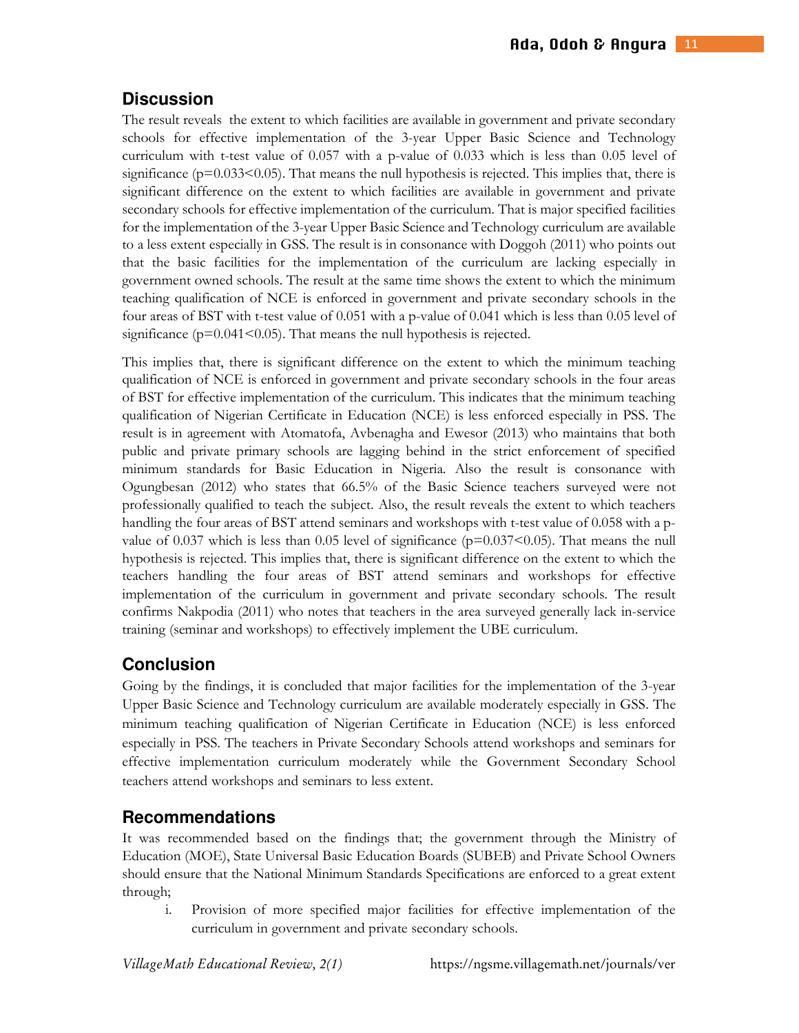## Discussion

The result reveals the extent to which facilities are available in government and private secondary schools for effective implementation of the 3-year Upper Basic Science and Technology curriculum with t-test value of 0.057 with a p-value of 0.033 which is less than 0.05 level of significance ($p=0.033<0.05$). That means the null hypothesis is rejected. This implies that, there is significant difference on the extent to which facilities are available in government and private secondary schools for effective implementation of the curriculum. That is major specified facilities for the implementation of the 3-year Upper Basic Science and Technology curriculum are available to a less extent especially in GSS. The result is in consonance with Doggoh (2011) who points out that the basic facilities for the implementation of the curriculum are lacking especially in government owned schools. The result at the same time shows the extent to which the minimum teaching qualification of NCE is enforced in government and private secondary schools in the four areas of BST with t-test value of 0.051 with a p-value of 0.041 which is less than 0.05 level of significance ($p=0.041<0.05$). That means the null hypothesis is rejected.

This implies that, there is significant difference on the extent to which the minimum teaching qualification of NCE is enforced in government and private secondary schools in the four areas of BST for effective implementation of the curriculum. This indicates that the minimum teaching qualification of Nigerian Certificate in Education (NCE) is less enforced especially in PSS. The result is in agreement with Atomatofa, Avbenagha and Ewesor (2013) who maintains that both public and private primary schools are lagging behind in the strict enforcement of specified minimum standards for Basic Education in Nigeria. Also the result is consonance with Ogungbesan (2012) who states that 66.5% of the Basic Science teachers surveyed were not professionally qualified to teach the subject. Also, the result reveals the extent to which teachers handling the four areas of BST attend seminars and workshops with t-test value of 0.058 with a p-value of 0.037 which is less than 0.05 level of significance ($p=0.037<0.05$). That means the null hypothesis is rejected. This implies that, there is significant difference on the extent to which the teachers handling the four areas of BST attend seminars and workshops for effective implementation of the curriculum in government and private secondary schools. The result confirms Nakpodia (2011) who notes that teachers in the area surveyed generally lack in-service training (seminar and workshops) to effectively implement the UBE curriculum.

## Conclusion

Going by the findings, it is concluded that major facilities for the implementation of the 3-year Upper Basic Science and Technology curriculum are available moderately especially in GSS. The minimum teaching qualification of Nigerian Certificate in Education (NCE) is less enforced especially in PSS. The teachers in Private Secondary Schools attend workshops and seminars for effective implementation curriculum moderately while the Government Secondary School teachers attend workshops and seminars to less extent.

## Recommendations

It was recommended based on the findings that; the government through the Ministry of Education (MOE), State Universal Basic Education Boards (SUBEB) and Private School Owners should ensure that the National Minimum Standards Specifications are enforced to a great extent through;

i. Provision of more specified major facilities for effective implementation of the curriculum in government and private secondary schools.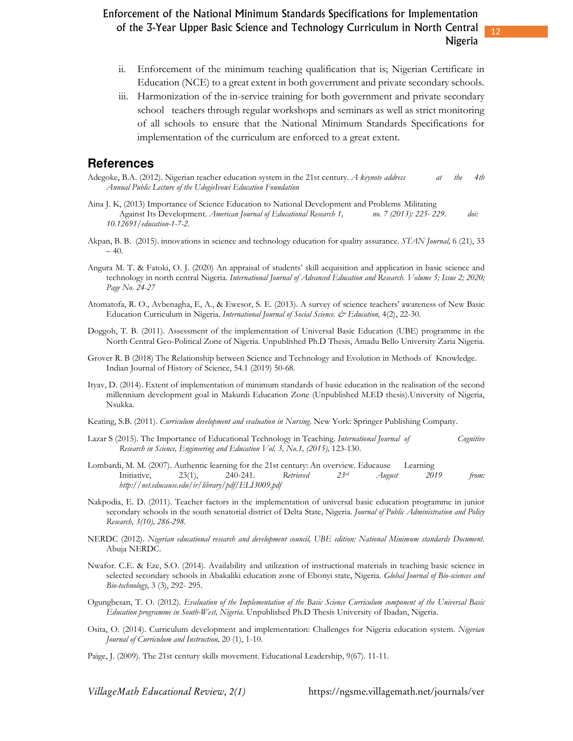ii. Enforcement of the minimum teaching qualification that is; Nigerian Certificate in Education (NCE) to a great extent in both government and private secondary schools.

iii. Harmonization of the in-service training for both government and private secondary school teachers through regular workshops and seminars as well as strict monitoring of all schools to ensure that the National Minimum Standards Specifications for implementation of the curriculum are enforced to a great extent.

## References

Adegoke, B.A. (2012). Nigerian teacher education system in the 21st century. *A keynote address at the 4th Annual Public Lecture of the UdogieIvowi Education Foundation*

Aina J. K, (2013) Importance of Science Education to National Development and Problems Militating Against Its Development. *American Journal of Educational Research 1, no. 7 (2013): 225- 229. doi: 10.12691/education-1-7-2.*

Akpan, B. B. (2015). innovations in science and technology education for quality assurance. *STAN Journal,* 6 (21), 33 – 40.

Angura M. T. & Fatoki, O. J. (2020) An appraisal of students' skill acquisition and application in basic science and technology in north central Nigeria. *International Journal of Advanced Education and Research. Volume 5; Issue 2; 2020; Page No. 24-27*

Atomatofa, R. O., Avbenagha, E, A., & Ewesor, S. E. (2013). A survey of science teachers' awareness of New Basic Education Curriculum in Nigeria. *International Journal of Social Science. & Education,* 4(2), 22-30.

Doggoh, T. B. (2011). Assessment of the implementation of Universal Basic Education (UBE) programme in the North Central Geo-Political Zone of Nigeria. Unpublished Ph.D Thesis, Amadu Bello University Zaria Nigeria.

Grover R. B (2018) The Relationship between Science and Technology and Evolution in Methods of Knowledge. Indian Journal of History of Science, 54.1 (2019) 50-68.

Ityav, D. (2014). Extent of implementation of minimum standards of basic education in the realisation of the second millennium development goal in Makurdi Education Zone (Unpublished M.ED thesis).University of Nigeria, Nsukka.

Keating, S.B. (2011). *Curriculum development and evaluation in Nursing*. New York: Springer Publishing Company.

Lazar S (2015). The Importance of Educational Technology in Teaching. *International Journal of Cognitive Research in Science, Engineering and Education Vol. 3, No.1, (2015),* 123-130.

Lombardi, M. M. (2007). Authentic learning for the 21st century: An overview. Educause Learning Initiative, 23(1), 240-241. *Retrieved 23rd August 2019 from: http://net.educause.edu/ir/library/pdf/ELI3009.pdf*

Nakpodia, E. D. (2011). Teacher factors in the implementation of universal basic education programme in junior secondary schools in the south senatorial district of Delta State, Nigeria. *Journal of Public Administration and Policy Research, 3(10), 286-298.*

NERDC (2012). *Nigerian educational research and development council, UBE edition: National Minimum standards Document.* Abuja NERDC.

Nwafor. C.E. & Eze, S.O. (2014). Availability and utilization of instructional materials in teaching basic science in selected secondary schools in Abakaliki education zone of Ebonyi state, Nigeria. *Global Journal of Bio-sciences and Bio-technology,* 3 (3), 292- 295.

Ogungbesan, T. O. (2012). *Evaluation of the Implementation of the Basic Science Curriculum component of the Universal Basic Education programme in South-West, Nigeria.* Unpublished Ph.D Thesis University of Ibadan, Nigeria.

Osita, O. (2014). Curriculum development and implementation: Challenges for Nigeria education system. *Nigerian Journal of Curriculum and Instruction,* 20 (1), 1-10.

Paige, J. (2009). The 21st century skills movement. Educational Leadership, 9(67). 11-11.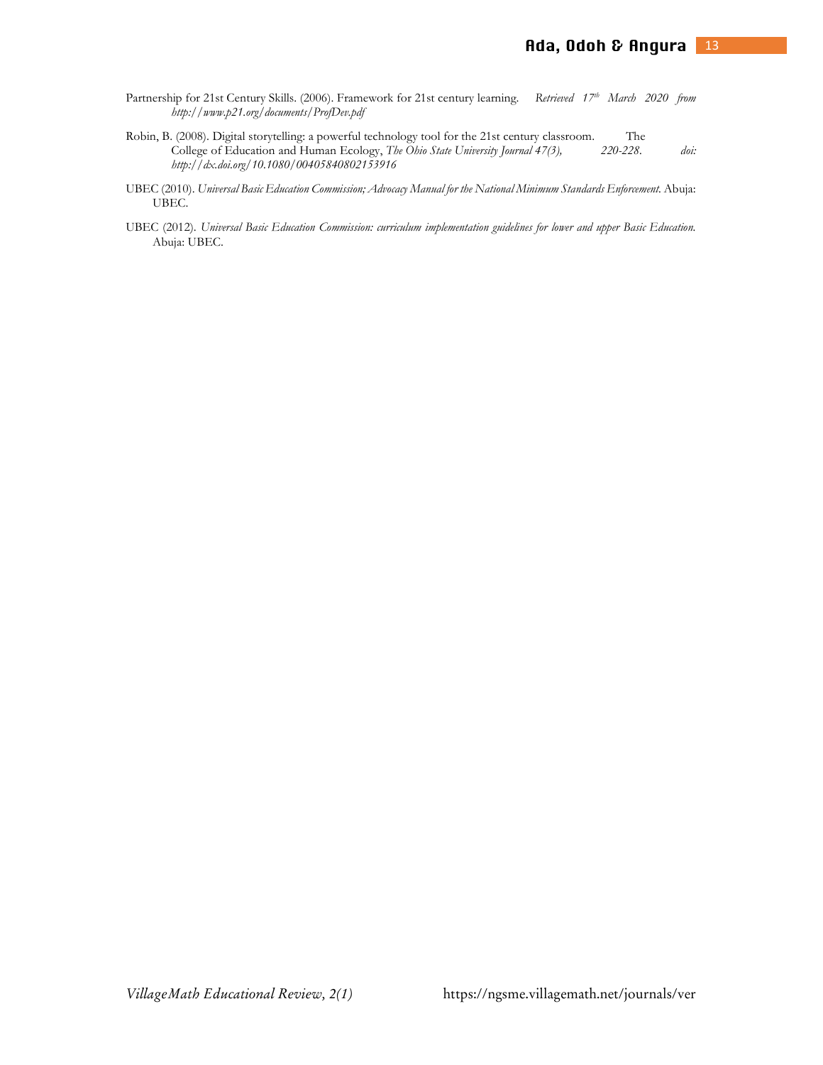Partnership for 21st Century Skills. (2006). Framework for 21st century learning. *Retrieved 17th March 2020 from http://www.p21.org/documents/ProfDev.pdf*

Robin, B. (2008). Digital storytelling: a powerful technology tool for the 21st century classroom. The College of Education and Human Ecology, *The Ohio State University Journal 47(3), 220-228. doi: http://dx.doi.org/10.1080/00405840802153916*

UBEC (2010). *Universal Basic Education Commission; Advocacy Manual for the National Minimum Standards Enforcement.* Abuja: UBEC.

UBEC (2012). *Universal Basic Education Commission: curriculum implementation guidelines for lower and upper Basic Education.* Abuja: UBEC.